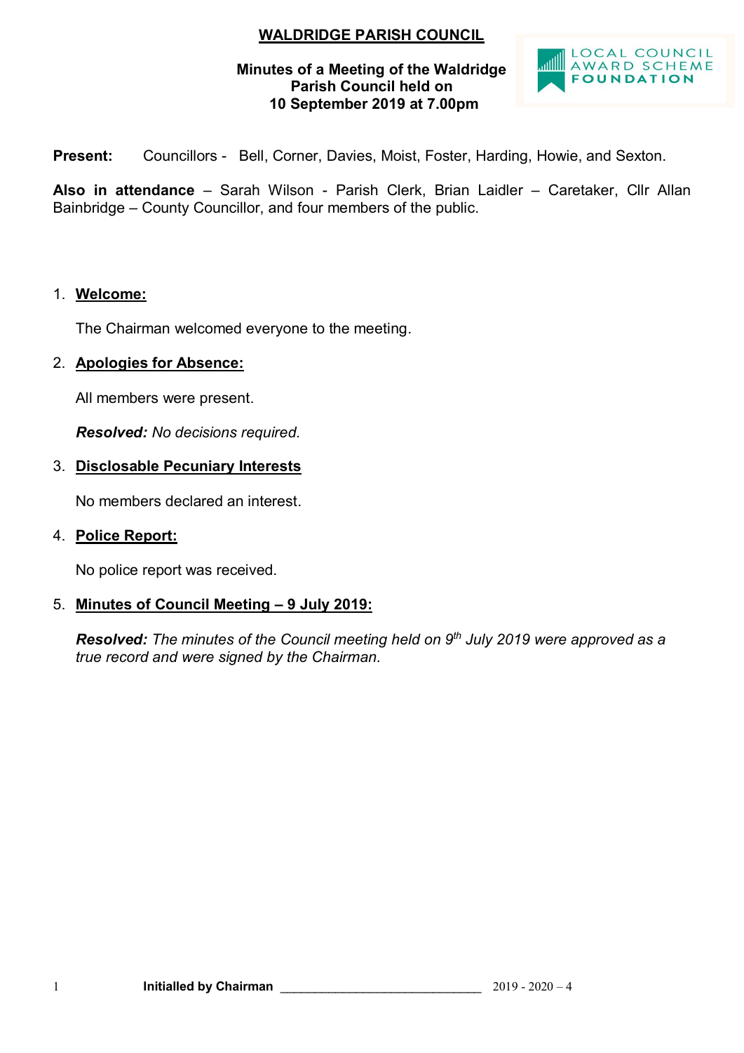# WALDRIDGE PARISH COUNCIL

**Minutes of a Meeting of the Waldridge Parish Council held on 10 September 2019 at 7.00pm**

**Present:** Councillors - Bell, Corner, Davies, Moist, Foster, Harding, Howie, and Sexton.

**Also in attendance** – Sarah Wilson - Parish Clerk, Brian Laidler – Caretaker, Cllr Allan Bainbridge – County Councillor, and four members of the public.

1. **Welcome:**

   The Chairman welcomed everyone to the meeting.

2. **Apologies for Absence:**

   All members were present.

   ***Resolved:*** *No decisions required.*

3. **Disclosable Pecuniary Interests**

   No members declared an interest.

4. **Police Report:**

   No police report was received.

5. **Minutes of Council Meeting – 9 July 2019:**

   ***Resolved:*** *The minutes of the Council meeting held on 9th July 2019 were approved as a true record and were signed by the Chairman.*

**Initialled by Chairman** ______________________________ 2019 - 2020 – 4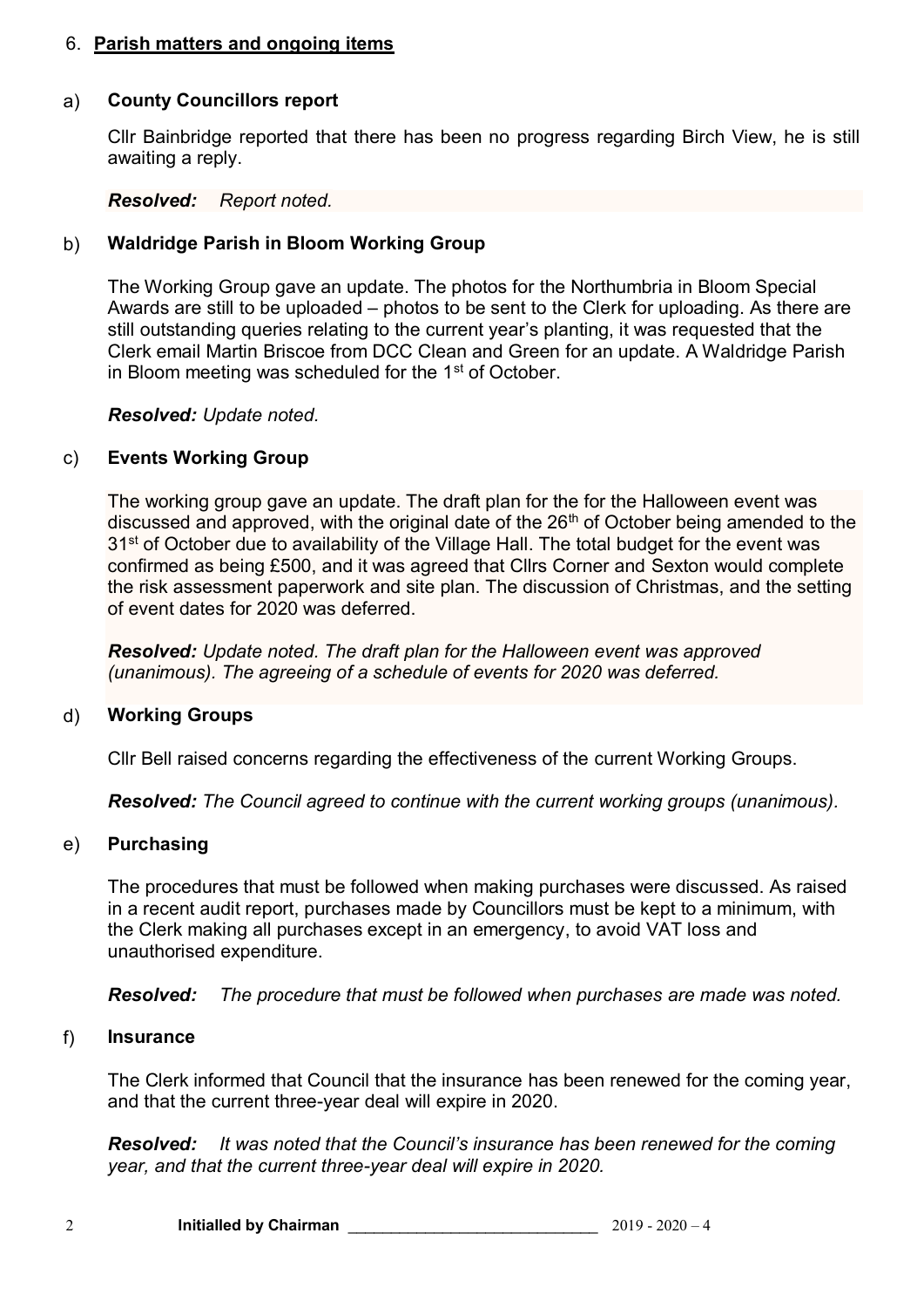## 6. **Parish matters and ongoing items**

### a) **County Councillors report**

Cllr Bainbridge reported that there has been no progress regarding Birch View, he is still awaiting a reply.

***Resolved:*** *Report noted.*

### b) **Waldridge Parish in Bloom Working Group**

The Working Group gave an update. The photos for the Northumbria in Bloom Special Awards are still to be uploaded – photos to be sent to the Clerk for uploading. As there are still outstanding queries relating to the current year's planting, it was requested that the Clerk email Martin Briscoe from DCC Clean and Green for an update. A Waldridge Parish in Bloom meeting was scheduled for the 1st of October.

***Resolved:*** *Update noted.*

### c) **Events Working Group**

The working group gave an update. The draft plan for the for the Halloween event was discussed and approved, with the original date of the 26th of October being amended to the 31st of October due to availability of the Village Hall. The total budget for the event was confirmed as being £500, and it was agreed that Cllrs Corner and Sexton would complete the risk assessment paperwork and site plan. The discussion of Christmas, and the setting of event dates for 2020 was deferred.

***Resolved:*** *Update noted. The draft plan for the Halloween event was approved (unanimous). The agreeing of a schedule of events for 2020 was deferred.*

### d) **Working Groups**

Cllr Bell raised concerns regarding the effectiveness of the current Working Groups.

***Resolved:*** *The Council agreed to continue with the current working groups (unanimous).*

### e) **Purchasing**

The procedures that must be followed when making purchases were discussed. As raised in a recent audit report, purchases made by Councillors must be kept to a minimum, with the Clerk making all purchases except in an emergency, to avoid VAT loss and unauthorised expenditure.

***Resolved:*** *The procedure that must be followed when purchases are made was noted.*

### f) **Insurance**

The Clerk informed that Council that the insurance has been renewed for the coming year, and that the current three-year deal will expire in 2020.

***Resolved:*** *It was noted that the Council's insurance has been renewed for the coming year, and that the current three-year deal will expire in 2020.*

**Initialled by Chairman** ____________________________ 2019 - 2020 – 4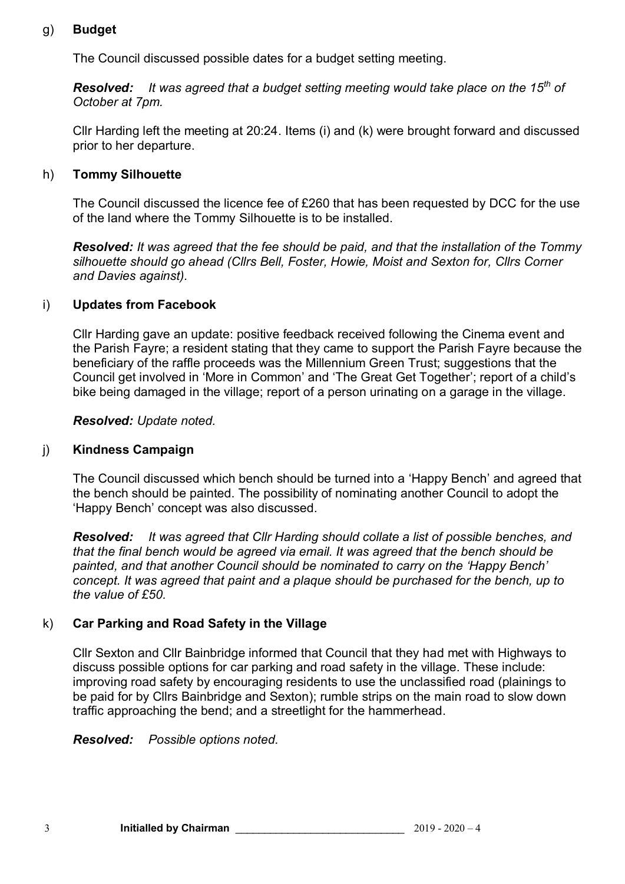g) **Budget**

The Council discussed possible dates for a budget setting meeting.

***Resolved:*** *It was agreed that a budget setting meeting would take place on the 15th of October at 7pm.*

Cllr Harding left the meeting at 20:24. Items (i) and (k) were brought forward and discussed prior to her departure.

h) **Tommy Silhouette**

The Council discussed the licence fee of £260 that has been requested by DCC for the use of the land where the Tommy Silhouette is to be installed.

***Resolved:*** *It was agreed that the fee should be paid, and that the installation of the Tommy silhouette should go ahead (Cllrs Bell, Foster, Howie, Moist and Sexton for, Cllrs Corner and Davies against).*

i) **Updates from Facebook**

Cllr Harding gave an update: positive feedback received following the Cinema event and the Parish Fayre; a resident stating that they came to support the Parish Fayre because the beneficiary of the raffle proceeds was the Millennium Green Trust; suggestions that the Council get involved in 'More in Common' and 'The Great Get Together'; report of a child's bike being damaged in the village; report of a person urinating on a garage in the village.

***Resolved:*** *Update noted.*

j) **Kindness Campaign**

The Council discussed which bench should be turned into a 'Happy Bench' and agreed that the bench should be painted. The possibility of nominating another Council to adopt the 'Happy Bench' concept was also discussed.

***Resolved:*** *It was agreed that Cllr Harding should collate a list of possible benches, and that the final bench would be agreed via email. It was agreed that the bench should be painted, and that another Council should be nominated to carry on the 'Happy Bench' concept. It was agreed that paint and a plaque should be purchased for the bench, up to the value of £50.*

k) **Car Parking and Road Safety in the Village**

Cllr Sexton and Cllr Bainbridge informed that Council that they had met with Highways to discuss possible options for car parking and road safety in the village. These include: improving road safety by encouraging residents to use the unclassified road (plainings to be paid for by Cllrs Bainbridge and Sexton); rumble strips on the main road to slow down traffic approaching the bend; and a streetlight for the hammerhead.

***Resolved:*** *Possible options noted.*

**Initialled by Chairman** \_\_\_\_\_\_\_\_\_\_\_\_\_\_\_\_\_\_\_\_\_\_\_\_\_\_\_\_ 2019 - 2020 – 4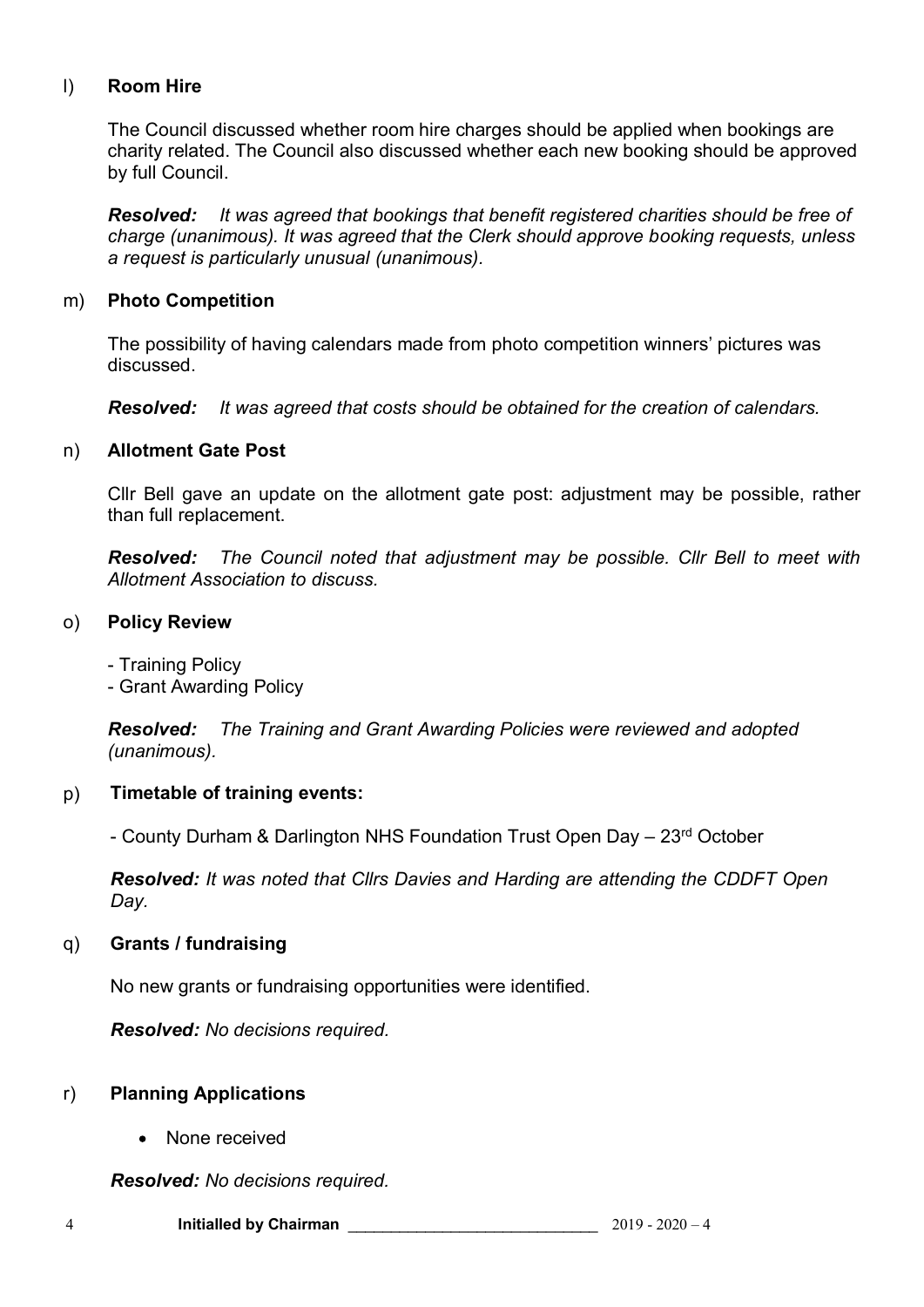l) **Room Hire**

The Council discussed whether room hire charges should be applied when bookings are charity related. The Council also discussed whether each new booking should be approved by full Council.

***Resolved:*** *It was agreed that bookings that benefit registered charities should be free of charge (unanimous). It was agreed that the Clerk should approve booking requests, unless a request is particularly unusual (unanimous).*

m) **Photo Competition**

The possibility of having calendars made from photo competition winners' pictures was discussed.

***Resolved:*** *It was agreed that costs should be obtained for the creation of calendars.*

n) **Allotment Gate Post**

Cllr Bell gave an update on the allotment gate post: adjustment may be possible, rather than full replacement.

***Resolved:*** *The Council noted that adjustment may be possible. Cllr Bell to meet with Allotment Association to discuss.*

o) **Policy Review**

- Training Policy
- Grant Awarding Policy

***Resolved:*** *The Training and Grant Awarding Policies were reviewed and adopted (unanimous).*

p) **Timetable of training events:**

- County Durham & Darlington NHS Foundation Trust Open Day – 23rd October

***Resolved:*** *It was noted that Cllrs Davies and Harding are attending the CDDFT Open Day.*

q) **Grants / fundraising**

No new grants or fundraising opportunities were identified.

***Resolved:*** *No decisions required.*

r) **Planning Applications**

- None received

***Resolved:*** *No decisions required.*

**Initialled by Chairman** ____________________________ 2019 - 2020 – 4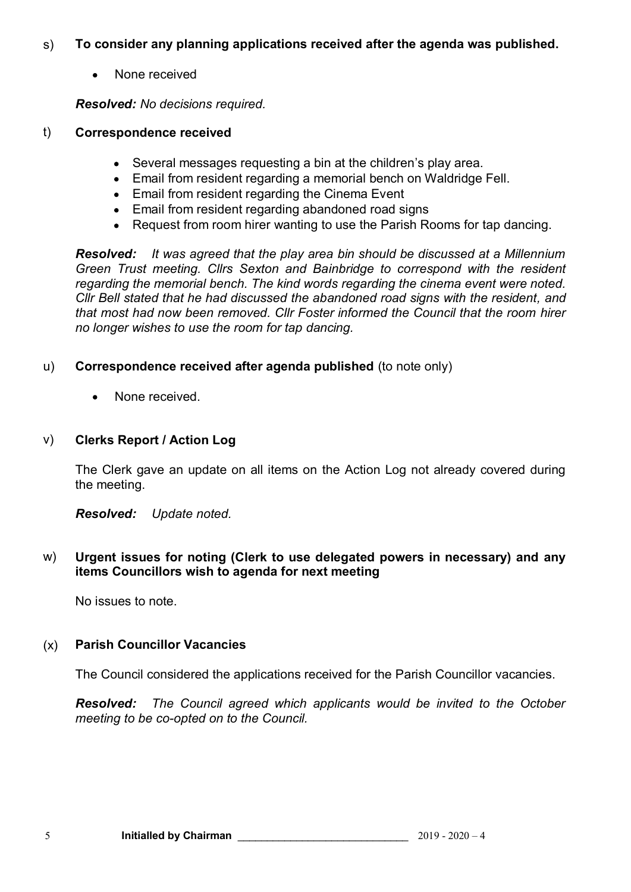s) **To consider any planning applications received after the agenda was published.**

- None received

***Resolved:*** *No decisions required.*

t) **Correspondence received**

- Several messages requesting a bin at the children's play area.
- Email from resident regarding a memorial bench on Waldridge Fell.
- Email from resident regarding the Cinema Event
- Email from resident regarding abandoned road signs
- Request from room hirer wanting to use the Parish Rooms for tap dancing.

***Resolved:*** *It was agreed that the play area bin should be discussed at a Millennium Green Trust meeting. Cllrs Sexton and Bainbridge to correspond with the resident regarding the memorial bench. The kind words regarding the cinema event were noted. Cllr Bell stated that he had discussed the abandoned road signs with the resident, and that most had now been removed. Cllr Foster informed the Council that the room hirer no longer wishes to use the room for tap dancing.*

u) **Correspondence received after agenda published** (to note only)

- None received.

v) **Clerks Report / Action Log**

The Clerk gave an update on all items on the Action Log not already covered during the meeting.

***Resolved:*** *Update noted.*

w) **Urgent issues for noting (Clerk to use delegated powers in necessary) and any items Councillors wish to agenda for next meeting**

No issues to note.

(x) **Parish Councillor Vacancies**

The Council considered the applications received for the Parish Councillor vacancies.

***Resolved:*** *The Council agreed which applicants would be invited to the October meeting to be co-opted on to the Council.*

**Initialled by Chairman** ____________________________ 2019 - 2020 – 4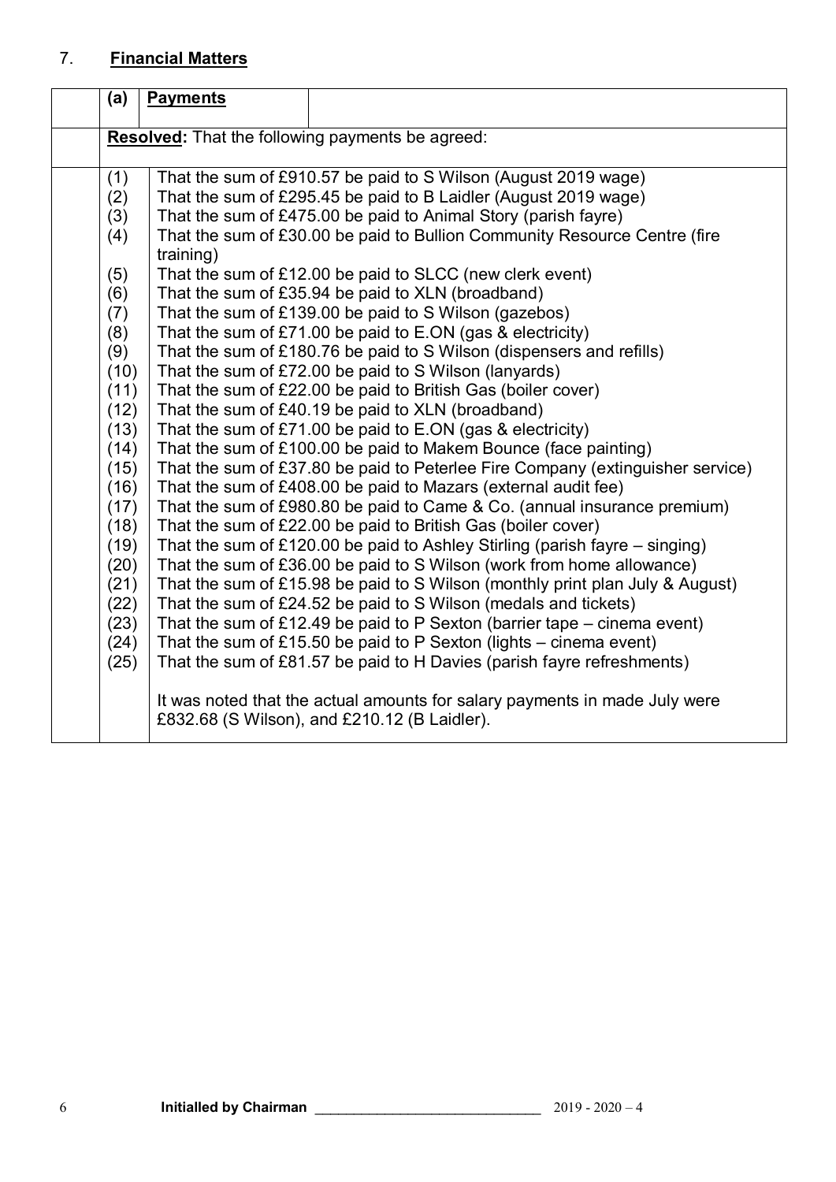## 7. **Financial Matters**

| (a) | **Payments** |
|---|---|
| **Resolved:** That the following payments be agreed: | |
| (1) | That the sum of £910.57 be paid to S Wilson (August 2019 wage) |
| (2) | That the sum of £295.45 be paid to B Laidler (August 2019 wage) |
| (3) | That the sum of £475.00 be paid to Animal Story (parish fayre) |
| (4) | That the sum of £30.00 be paid to Bullion Community Resource Centre (fire training) |
| (5) | That the sum of £12.00 be paid to SLCC (new clerk event) |
| (6) | That the sum of £35.94 be paid to XLN (broadband) |
| (7) | That the sum of £139.00 be paid to S Wilson (gazebos) |
| (8) | That the sum of £71.00 be paid to E.ON (gas & electricity) |
| (9) | That the sum of £180.76 be paid to S Wilson (dispensers and refills) |
| (10) | That the sum of £72.00 be paid to S Wilson (lanyards) |
| (11) | That the sum of £22.00 be paid to British Gas (boiler cover) |
| (12) | That the sum of £40.19 be paid to XLN (broadband) |
| (13) | That the sum of £71.00 be paid to E.ON (gas & electricity) |
| (14) | That the sum of £100.00 be paid to Makem Bounce (face painting) |
| (15) | That the sum of £37.80 be paid to Peterlee Fire Company (extinguisher service) |
| (16) | That the sum of £408.00 be paid to Mazars (external audit fee) |
| (17) | That the sum of £980.80 be paid to Came & Co. (annual insurance premium) |
| (18) | That the sum of £22.00 be paid to British Gas (boiler cover) |
| (19) | That the sum of £120.00 be paid to Ashley Stirling (parish fayre – singing) |
| (20) | That the sum of £36.00 be paid to S Wilson (work from home allowance) |
| (21) | That the sum of £15.98 be paid to S Wilson (monthly print plan July & August) |
| (22) | That the sum of £24.52 be paid to S Wilson (medals and tickets) |
| (23) | That the sum of £12.49 be paid to P Sexton (barrier tape – cinema event) |
| (24) | That the sum of £15.50 be paid to P Sexton (lights – cinema event) |
| (25) | That the sum of £81.57 be paid to H Davies (parish fayre refreshments) |
| | It was noted that the actual amounts for salary payments in made July were £832.68 (S Wilson), and £210.12 (B Laidler). |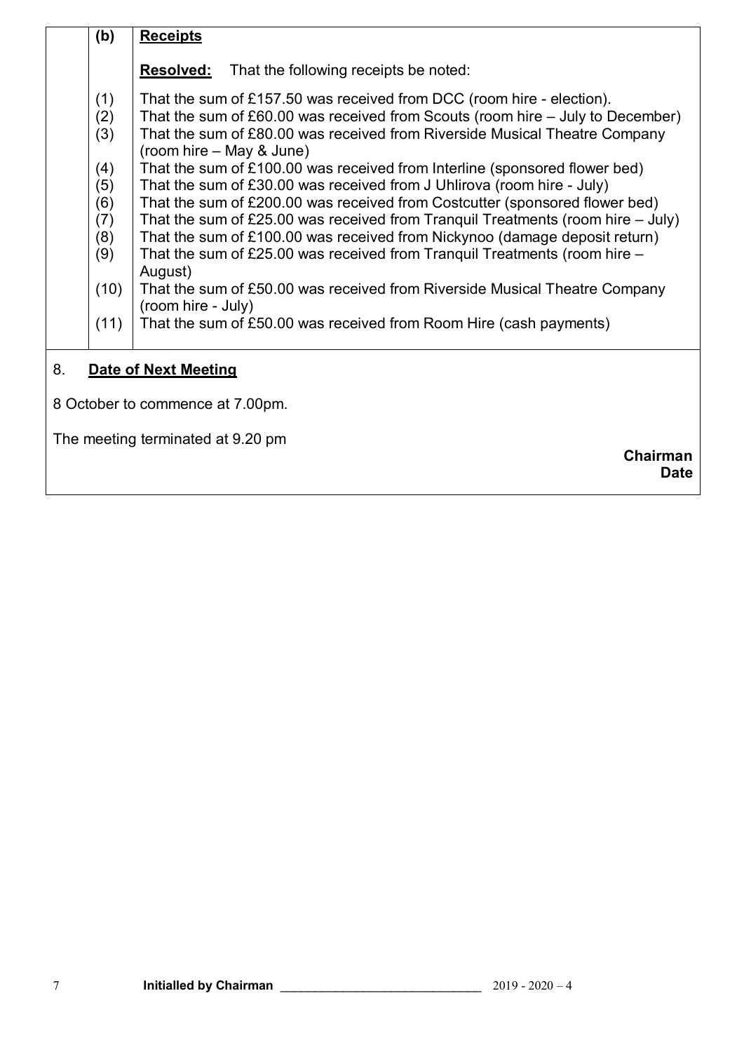| | | |
|---|---|---|
| | **(b)** | **Receipts** |
| | | **Resolved:** That the following receipts be noted: |
| | (1) | That the sum of £157.50 was received from DCC (room hire - election). |
| | (2) | That the sum of £60.00 was received from Scouts (room hire – July to December) |
| | (3) | That the sum of £80.00 was received from Riverside Musical Theatre Company (room hire – May & June) |
| | (4) | That the sum of £100.00 was received from Interline (sponsored flower bed) |
| | (5) | That the sum of £30.00 was received from J Uhlirova (room hire - July) |
| | (6) | That the sum of £200.00 was received from Costcutter (sponsored flower bed) |
| | (7) | That the sum of £25.00 was received from Tranquil Treatments (room hire – July) |
| | (8) | That the sum of £100.00 was received from Nickynoo (damage deposit return) |
| | (9) | That the sum of £25.00 was received from Tranquil Treatments (room hire – August) |
| | (10) | That the sum of £50.00 was received from Riverside Musical Theatre Company (room hire - July) |
| | (11) | That the sum of £50.00 was received from Room Hire (cash payments) |

8. **Date of Next Meeting**

8 October to commence at 7.00pm.

The meeting terminated at 9.20 pm

**Chairman**

**Date**

**Initialled by Chairman** ____________________________ 2019 - 2020 – 4